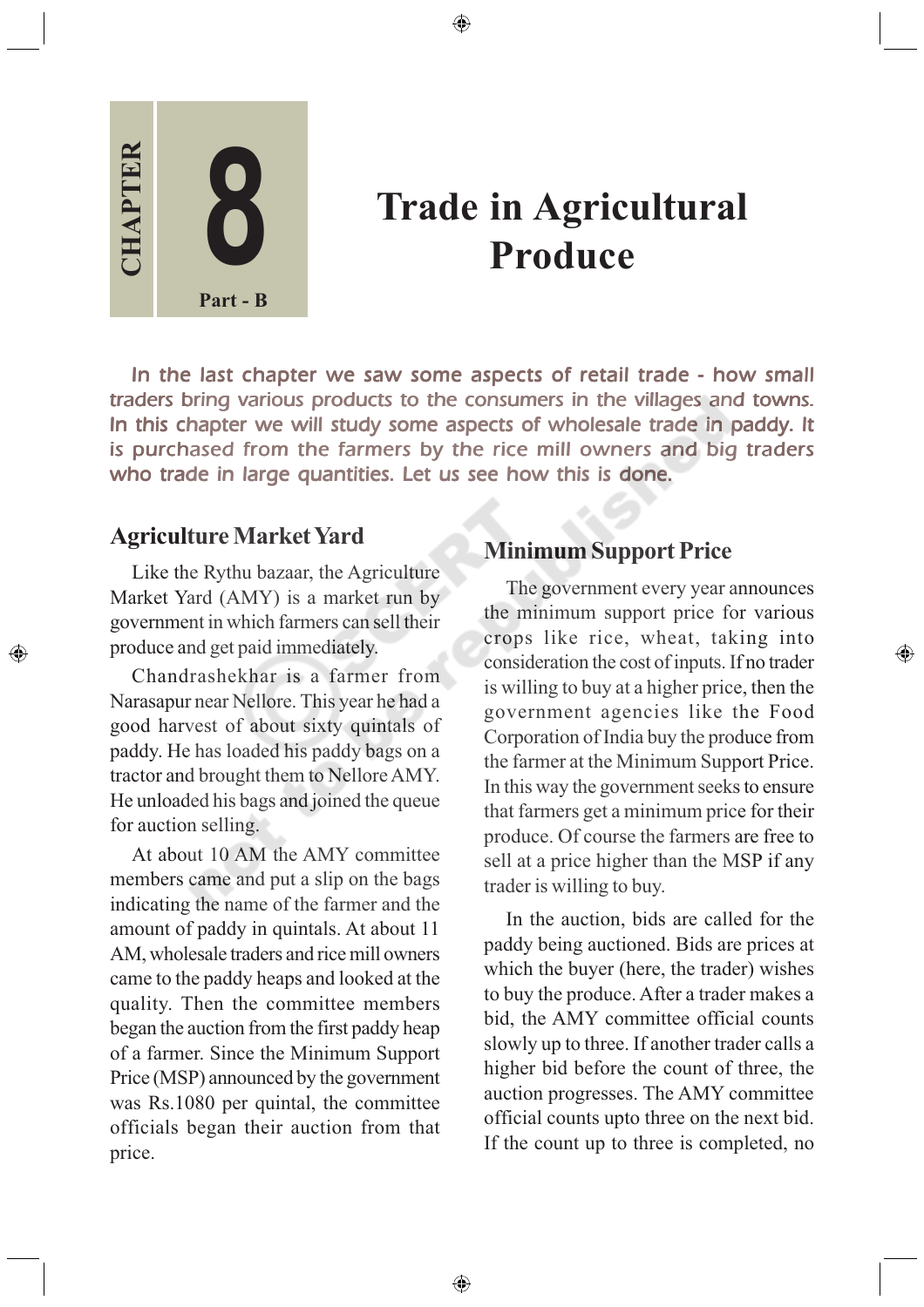# Chapter 8 Part - B

# Trade in Agricultural Produce

In the last chapter we saw some aspects of retail trade - how small traders bring various products to the consumers in the villages and towns. In this chapter we will study some aspects of wholesale trade in paddy. It is purchased from the farmers by the rice mill owners and big traders who trade in large quantities. Let us see how this is done.

## Agriculture Market Yard

Like the Rythu bazaar, the Agriculture Market Yard (AMY) is a market run by government in which farmers can sell their produce and get paid immediately.

Chandrashekhar is a farmer from Narasapur near Nellore. This year he had a good harvest of about sixty quintals of paddy. He has loaded his paddy bags on a tractor and brought them to Nellore AMY. He unloaded his bags and joined the queue for auction selling.

At about 10 AM the AMY committee members came and put a slip on the bags indicating the name of the farmer and the amount of paddy in quintals. At about 11 AM, wholesale traders and rice mill owners came to the paddy heaps and looked at the quality. Then the committee members began the auction from the first paddy heap of a farmer. Since the Minimum Support Price (MSP) announced by the government was Rs.1080 per quintal, the committee officials began their auction from that price.

## Minimum Support Price

The government every year announces the minimum support price for various crops like rice, wheat, taking into consideration the cost of inputs. If no trader is willing to buy at a higher price, then the government agencies like the Food Corporation of India buy the produce from the farmer at the Minimum Support Price. In this way the government seeks to ensure that farmers get a minimum price for their produce. Of course the farmers are free to sell at a price higher than the MSP if any trader is willing to buy.

In the auction, bids are called for the paddy being auctioned. Bids are prices at which the buyer (here, the trader) wishes to buy the produce. After a trader makes a bid, the AMY committee official counts slowly up to three. If another trader calls a higher bid before the count of three, the auction progresses. The AMY committee official counts upto three on the next bid. If the count up to three is completed, no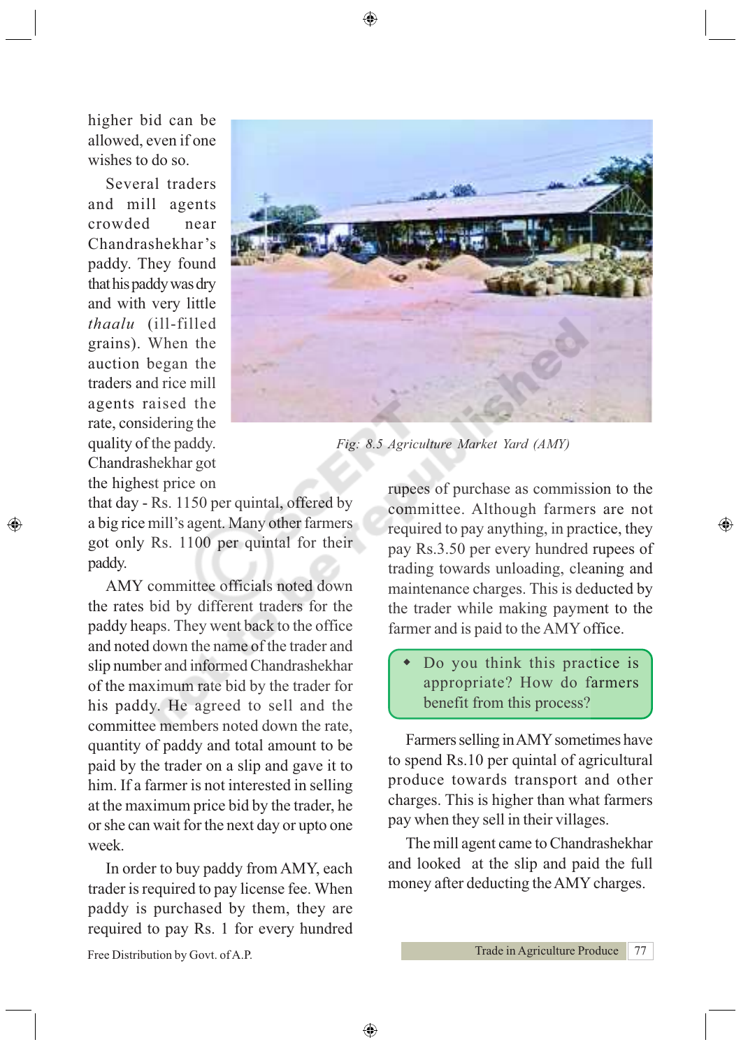higher bid can be allowed, even if one wishes to do so.

Several traders and mill agents crowded near Chandrashekhar's paddy. They found that his paddy was dry and with very little *thaalu* (ill-filled grains). When the auction began the traders and rice mill agents raised the rate, considering the quality of the paddy. Chandrashekhar got the highest price on that day - Rs. 1150 per quintal, offered by a big rice mill's agent. Many other farmers got only Rs. 1100 per quintal for their paddy.

*Fig: 8.5 Agriculture Market Yard (AMY)*

AMY committee officials noted down the rates bid by different traders for the paddy heaps. They went back to the office and noted down the name of the trader and slip number and informed Chandrashekhar of the maximum rate bid by the trader for his paddy. He agreed to sell and the committee members noted down the rate, quantity of paddy and total amount to be paid by the trader on a slip and gave it to him. If a farmer is not interested in selling at the maximum price bid by the trader, he or she can wait for the next day or upto one week.

In order to buy paddy from AMY, each trader is required to pay license fee. When paddy is purchased by them, they are required to pay Rs. 1 for every hundred rupees of purchase as commission to the committee. Although farmers are not required to pay anything, in practice, they pay Rs.3.50 per every hundred rupees of trading towards unloading, cleaning and maintenance charges. This is deducted by the trader while making payment to the farmer and is paid to the AMY office.

- Do you think this practice is appropriate? How do farmers benefit from this process?

Farmers selling in AMY sometimes have to spend Rs.10 per quintal of agricultural produce towards transport and other charges. This is higher than what farmers pay when they sell in their villages.

The mill agent came to Chandrashekhar and looked at the slip and paid the full money after deducting the AMY charges.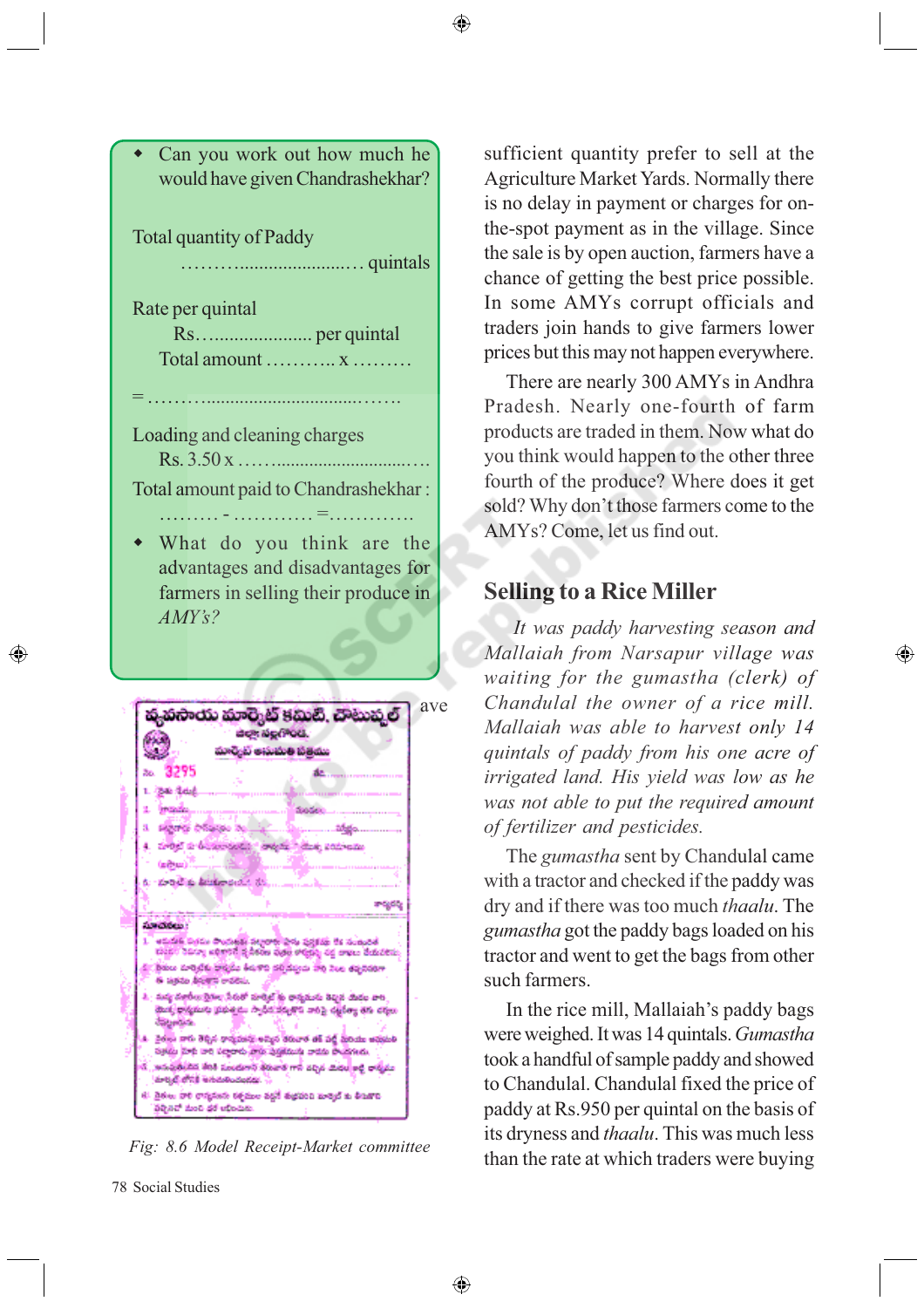- Can you work out how much he would have given Chandrashekhar?

Total quantity of Paddy

……….......................… quintals

Rate per quintal

Rs….................... per quintal

Total amount ……….. x ………

= ………..................................…….

Loading and cleaning charges

Rs. 3.50 x ……..............................….

Total amount paid to Chandrashekhar :

……… - ………… =…………

- What do you think are the advantages and disadvantages for farmers in selling their produce in *AMY's?*

ave

*Fig: 8.6 Model Receipt-Market committee*

sufficient quantity prefer to sell at the Agriculture Market Yards. Normally there is no delay in payment or charges for on-the-spot payment as in the village. Since the sale is by open auction, farmers have a chance of getting the best price possible. In some AMYs corrupt officials and traders join hands to give farmers lower prices but this may not happen everywhere.

There are nearly 300 AMYs in Andhra Pradesh. Nearly one-fourth of farm products are traded in them. Now what do you think would happen to the other three fourth of the produce? Where does it get sold? Why don't those farmers come to the AMYs? Come, let us find out.

## Selling to a Rice Miller

*It was paddy harvesting season and Mallaiah from Narsapur village was waiting for the gumastha (clerk) of Chandulal the owner of a rice mill. Mallaiah was able to harvest only 14 quintals of paddy from his one acre of irrigated land. His yield was low as he was not able to put the required amount of fertilizer and pesticides.*

The *gumastha* sent by Chandulal came with a tractor and checked if the paddy was dry and if there was too much *thaalu*. The *gumastha* got the paddy bags loaded on his tractor and went to get the bags from other such farmers.

In the rice mill, Mallaiah's paddy bags were weighed. It was 14 quintals. *Gumastha* took a handful of sample paddy and showed to Chandulal. Chandulal fixed the price of paddy at Rs.950 per quintal on the basis of its dryness and *thaalu*. This was much less than the rate at which traders were buying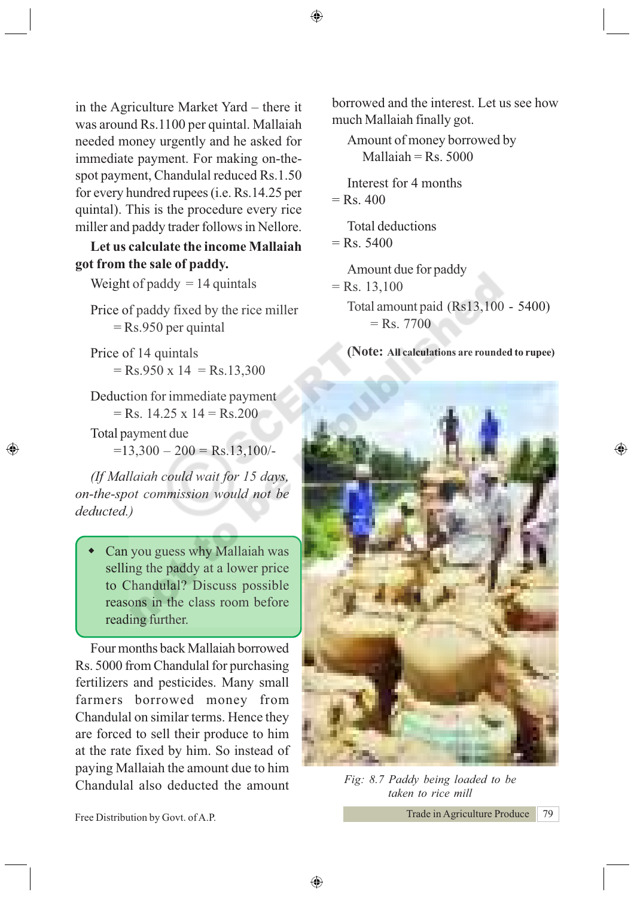in the Agriculture Market Yard – there it was around Rs.1100 per quintal. Mallaiah needed money urgently and he asked for immediate payment. For making on-the-spot payment, Chandulal reduced Rs.1.50 for every hundred rupees (i.e. Rs.14.25 per quintal). This is the procedure every rice miller and paddy trader follows in Nellore.

**Let us calculate the income Mallaiah got from the sale of paddy.**

Weight of paddy = 14 quintals

Price of paddy fixed by the rice miller
= Rs.950 per quintal

Price of 14 quintals
= Rs.950 x 14 = Rs.13,300

Deduction for immediate payment
= Rs. 14.25 x 14 = Rs.200

Total payment due
=13,300 – 200 = Rs.13,100/-

*(If Mallaiah could wait for 15 days, on-the-spot commission would not be deducted.)*

- Can you guess why Mallaiah was selling the paddy at a lower price to Chandulal? Discuss possible reasons in the class room before reading further.

Four months back Mallaiah borrowed Rs. 5000 from Chandulal for purchasing fertilizers and pesticides. Many small farmers borrowed money from Chandulal on similar terms. Hence they are forced to sell their produce to him at the rate fixed by him. So instead of paying Mallaiah the amount due to him Chandulal also deducted the amount borrowed and the interest. Let us see how much Mallaiah finally got.

Amount of money borrowed by Mallaiah = Rs. 5000

Interest for 4 months
= Rs. 400

Total deductions
= Rs. 5400

Amount due for paddy
= Rs. 13,100

Total amount paid (Rs13,100 - 5400)
= Rs. 7700

**(Note: All calculations are rounded to rupee)**

*Fig: 8.7 Paddy being loaded to be taken to rice mill*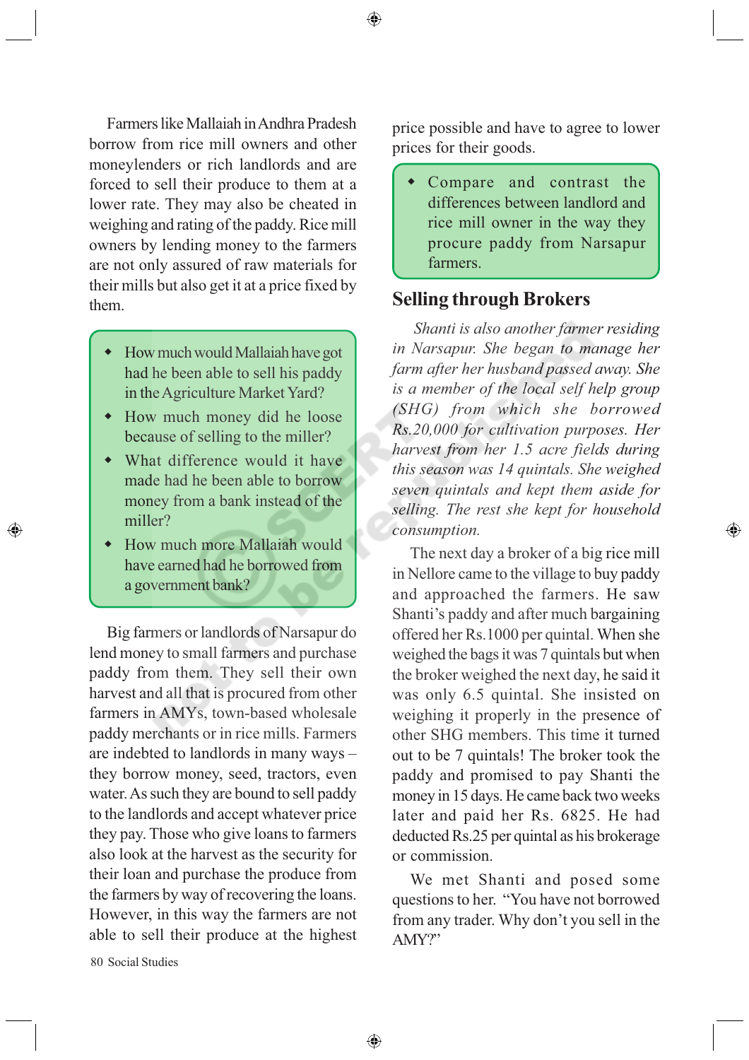Farmers like Mallaiah in Andhra Pradesh borrow from rice mill owners and other moneylenders or rich landlords and are forced to sell their produce to them at a lower rate. They may also be cheated in weighing and rating of the paddy. Rice mill owners by lending money to the farmers are not only assured of raw materials for their mills but also get it at a price fixed by them.

- How much would Mallaiah have got had he been able to sell his paddy in the Agriculture Market Yard?
- How much money did he loose because of selling to the miller?
- What difference would it have made had he been able to borrow money from a bank instead of the miller?
- How much more Mallaiah would have earned had he borrowed from a government bank?

Big farmers or landlords of Narsapur do lend money to small farmers and purchase paddy from them. They sell their own harvest and all that is procured from other farmers in AMYs, town-based wholesale paddy merchants or in rice mills. Farmers are indebted to landlords in many ways – they borrow money, seed, tractors, even water. As such they are bound to sell paddy to the landlords and accept whatever price they pay. Those who give loans to farmers also look at the harvest as the security for their loan and purchase the produce from the farmers by way of recovering the loans. However, in this way the farmers are not able to sell their produce at the highest price possible and have to agree to lower prices for their goods.

- Compare and contrast the differences between landlord and rice mill owner in the way they procure paddy from Narsapur farmers.

## Selling through Brokers

*Shanti is also another farmer residing in Narsapur. She began to manage her farm after her husband passed away. She is a member of the local self help group (SHG) from which she borrowed Rs.20,000 for cultivation purposes. Her harvest from her 1.5 acre fields during this season was 14 quintals. She weighed seven quintals and kept them aside for selling. The rest she kept for household consumption.*

The next day a broker of a big rice mill in Nellore came to the village to buy paddy and approached the farmers. He saw Shanti's paddy and after much bargaining offered her Rs.1000 per quintal. When she weighed the bags it was 7 quintals but when the broker weighed the next day, he said it was only 6.5 quintal. She insisted on weighing it properly in the presence of other SHG members. This time it turned out to be 7 quintals! The broker took the paddy and promised to pay Shanti the money in 15 days. He came back two weeks later and paid her Rs. 6825. He had deducted Rs.25 per quintal as his brokerage or commission.

We met Shanti and posed some questions to her. "You have not borrowed from any trader. Why don't you sell in the AMY?"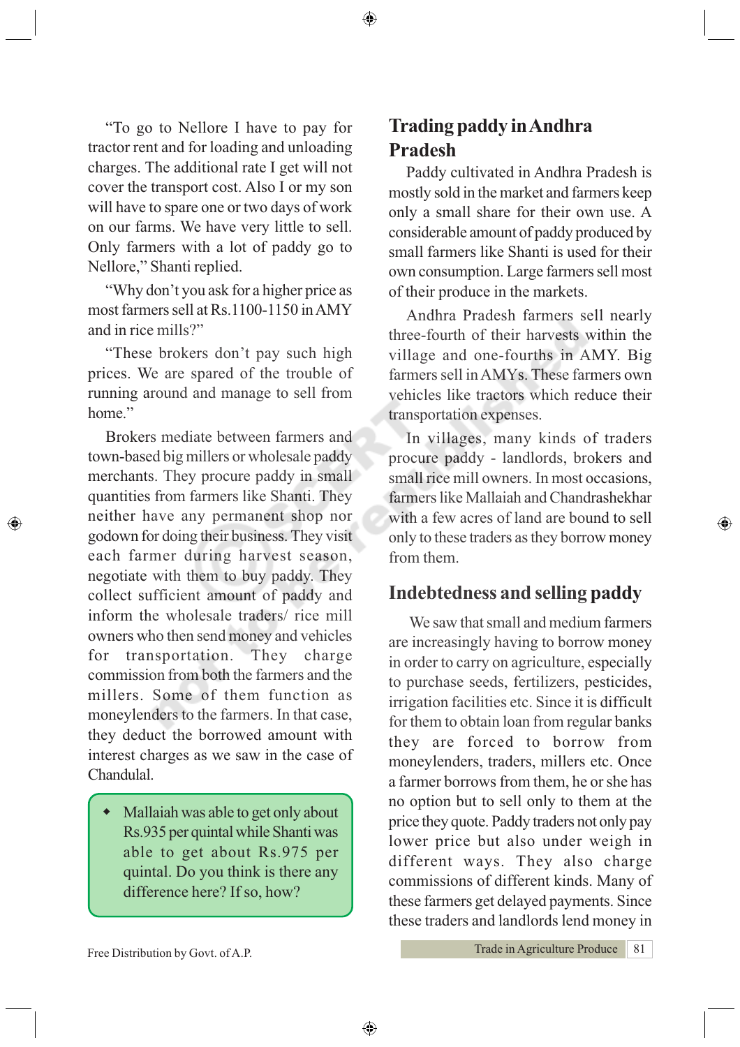"To go to Nellore I have to pay for tractor rent and for loading and unloading charges. The additional rate I get will not cover the transport cost. Also I or my son will have to spare one or two days of work on our farms. We have very little to sell. Only farmers with a lot of paddy go to Nellore," Shanti replied.

"Why don't you ask for a higher price as most farmers sell at Rs.1100-1150 in AMY and in rice mills?"

"These brokers don't pay such high prices. We are spared of the trouble of running around and manage to sell from home."

Brokers mediate between farmers and town-based big millers or wholesale paddy merchants. They procure paddy in small quantities from farmers like Shanti. They neither have any permanent shop nor godown for doing their business. They visit each farmer during harvest season, negotiate with them to buy paddy. They collect sufficient amount of paddy and inform the wholesale traders/ rice mill owners who then send money and vehicles for transportation. They charge commission from both the farmers and the millers. Some of them function as moneylenders to the farmers. In that case, they deduct the borrowed amount with interest charges as we saw in the case of Chandulal.

- Mallaiah was able to get only about Rs.935 per quintal while Shanti was able to get about Rs.975 per quintal. Do you think is there any difference here? If so, how?

## Trading paddy in Andhra Pradesh

Paddy cultivated in Andhra Pradesh is mostly sold in the market and farmers keep only a small share for their own use. A considerable amount of paddy produced by small farmers like Shanti is used for their own consumption. Large farmers sell most of their produce in the markets.

Andhra Pradesh farmers sell nearly three-fourth of their harvests within the village and one-fourths in AMY. Big farmers sell in AMYs. These farmers own vehicles like tractors which reduce their transportation expenses.

In villages, many kinds of traders procure paddy - landlords, brokers and small rice mill owners. In most occasions, farmers like Mallaiah and Chandrashekhar with a few acres of land are bound to sell only to these traders as they borrow money from them.

## Indebtedness and selling paddy

We saw that small and medium farmers are increasingly having to borrow money in order to carry on agriculture, especially to purchase seeds, fertilizers, pesticides, irrigation facilities etc. Since it is difficult for them to obtain loan from regular banks they are forced to borrow from moneylenders, traders, millers etc. Once a farmer borrows from them, he or she has no option but to sell only to them at the price they quote. Paddy traders not only pay lower price but also under weigh in different ways. They also charge commissions of different kinds. Many of these farmers get delayed payments. Since these traders and landlords lend money in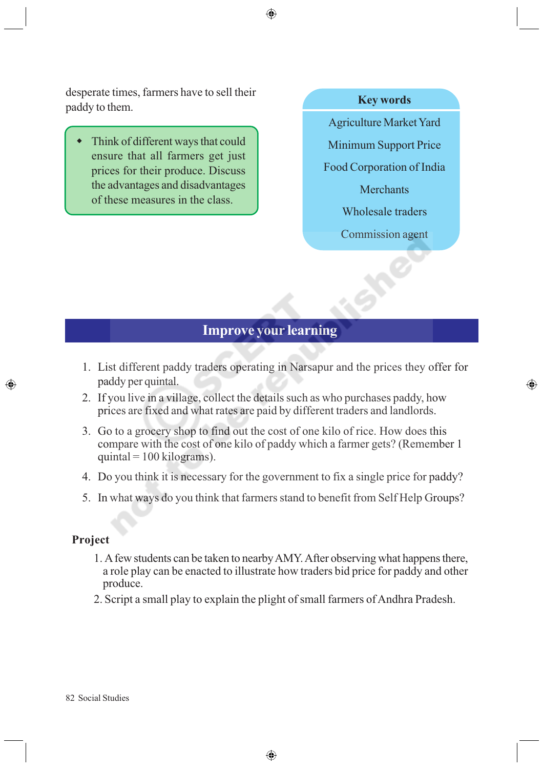desperate times, farmers have to sell their paddy to them.

- Think of different ways that could ensure that all farmers get just prices for their produce. Discuss the advantages and disadvantages of these measures in the class.

**Key words**

Agriculture Market Yard

Minimum Support Price

Food Corporation of India

Merchants

Wholesale traders

Commission agent

## Improve your learning

1. List different paddy traders operating in Narsapur and the prices they offer for paddy per quintal.
2. If you live in a village, collect the details such as who purchases paddy, how prices are fixed and what rates are paid by different traders and landlords.
3. Go to a grocery shop to find out the cost of one kilo of rice. How does this compare with the cost of one kilo of paddy which a farmer gets? (Remember 1 quintal = 100 kilograms).
4. Do you think it is necessary for the government to fix a single price for paddy?
5. In what ways do you think that farmers stand to benefit from Self Help Groups?

### Project

1. A few students can be taken to nearby AMY. After observing what happens there, a role play can be enacted to illustrate how traders bid price for paddy and other produce.
2. Script a small play to explain the plight of small farmers of Andhra Pradesh.